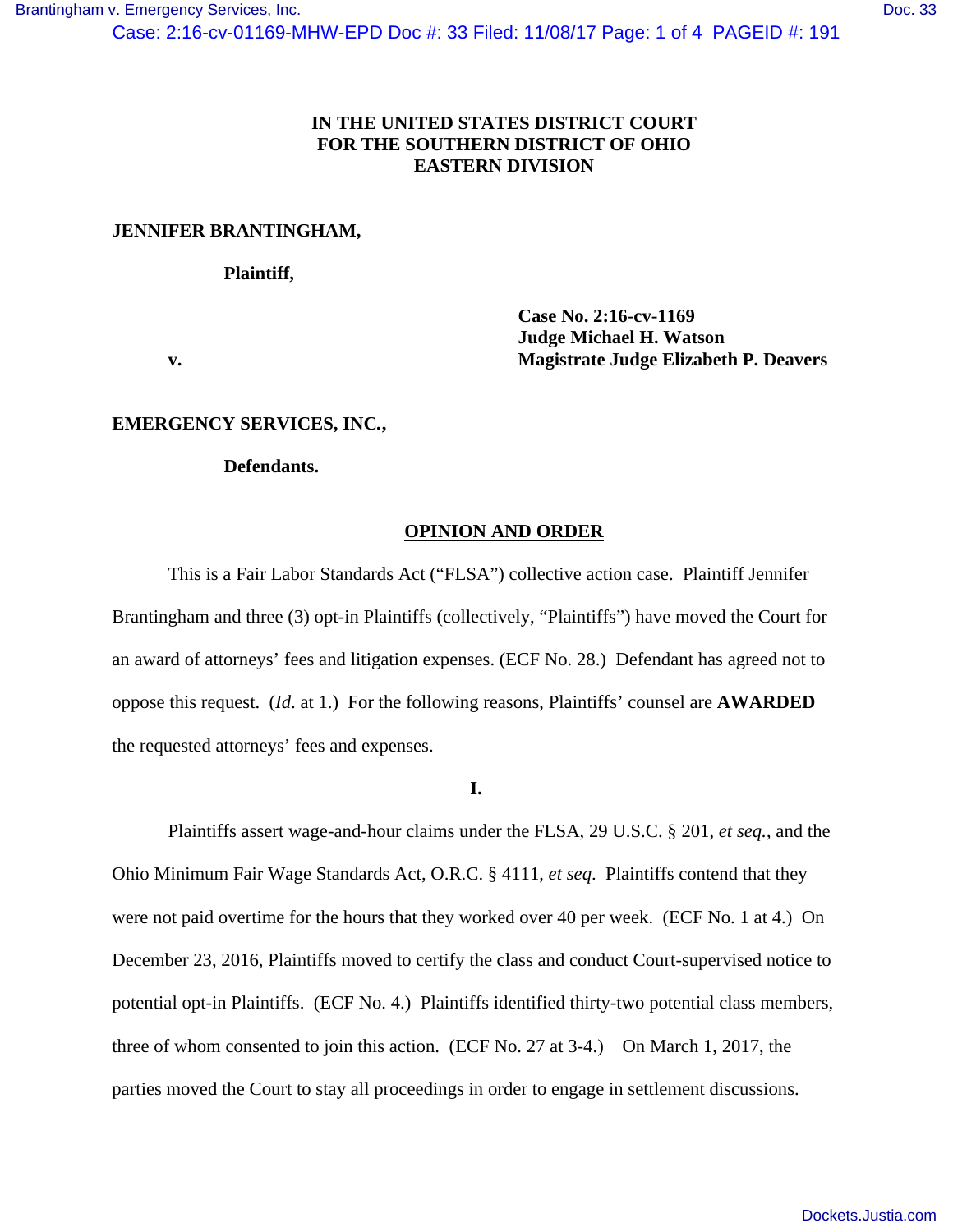**IN THE UNITED STATES DISTRICT COURT**
**FOR THE SOUTHERN DISTRICT OF OHIO**
**EASTERN DIVISION**

**JENNIFER BRANTINGHAM,**

**Plaintiff,**

**v.**

**Case No. 2:16-cv-1169**
**Judge Michael H. Watson**
**Magistrate Judge Elizabeth P. Deavers**

**EMERGENCY SERVICES, INC.,**

**Defendants.**

## OPINION AND ORDER

This is a Fair Labor Standards Act ("FLSA") collective action case. Plaintiff Jennifer Brantingham and three (3) opt-in Plaintiffs (collectively, "Plaintiffs") have moved the Court for an award of attorneys' fees and litigation expenses. (ECF No. 28.) Defendant has agreed not to oppose this request. (*Id.* at 1.) For the following reasons, Plaintiffs' counsel are **AWARDED** the requested attorneys' fees and expenses.

**I.**

Plaintiffs assert wage-and-hour claims under the FLSA, 29 U.S.C. § 201, *et seq.*, and the Ohio Minimum Fair Wage Standards Act, O.R.C. § 4111, *et seq.* Plaintiffs contend that they were not paid overtime for the hours that they worked over 40 per week. (ECF No. 1 at 4.) On December 23, 2016, Plaintiffs moved to certify the class and conduct Court-supervised notice to potential opt-in Plaintiffs. (ECF No. 4.) Plaintiffs identified thirty-two potential class members, three of whom consented to join this action. (ECF No. 27 at 3-4.) On March 1, 2017, the parties moved the Court to stay all proceedings in order to engage in settlement discussions.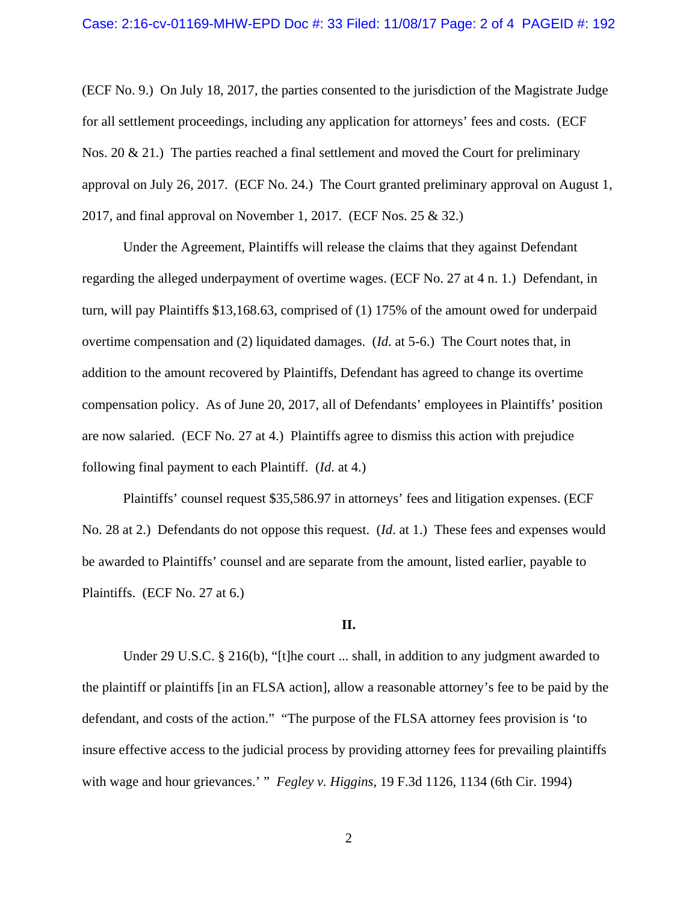(ECF No. 9.) On July 18, 2017, the parties consented to the jurisdiction of the Magistrate Judge for all settlement proceedings, including any application for attorneys' fees and costs. (ECF Nos. 20 & 21.) The parties reached a final settlement and moved the Court for preliminary approval on July 26, 2017. (ECF No. 24.) The Court granted preliminary approval on August 1, 2017, and final approval on November 1, 2017. (ECF Nos. 25 & 32.)

Under the Agreement, Plaintiffs will release the claims that they against Defendant regarding the alleged underpayment of overtime wages. (ECF No. 27 at 4 n. 1.) Defendant, in turn, will pay Plaintiffs $13,168.63, comprised of (1) 175% of the amount owed for underpaid overtime compensation and (2) liquidated damages. (*Id.* at 5-6.) The Court notes that, in addition to the amount recovered by Plaintiffs, Defendant has agreed to change its overtime compensation policy. As of June 20, 2017, all of Defendants' employees in Plaintiffs' position are now salaried. (ECF No. 27 at 4.) Plaintiffs agree to dismiss this action with prejudice following final payment to each Plaintiff. (*Id.* at 4.)

Plaintiffs' counsel request $35,586.97 in attorneys' fees and litigation expenses. (ECF No. 28 at 2.) Defendants do not oppose this request. (*Id*. at 1.) These fees and expenses would be awarded to Plaintiffs' counsel and are separate from the amount, listed earlier, payable to Plaintiffs. (ECF No. 27 at 6.)

**II.**

Under 29 U.S.C. § 216(b), "[t]he court ... shall, in addition to any judgment awarded to the plaintiff or plaintiffs [in an FLSA action], allow a reasonable attorney's fee to be paid by the defendant, and costs of the action." "The purpose of the FLSA attorney fees provision is 'to insure effective access to the judicial process by providing attorney fees for prevailing plaintiffs with wage and hour grievances.' " *Fegley v. Higgins*, 19 F.3d 1126, 1134 (6th Cir. 1994)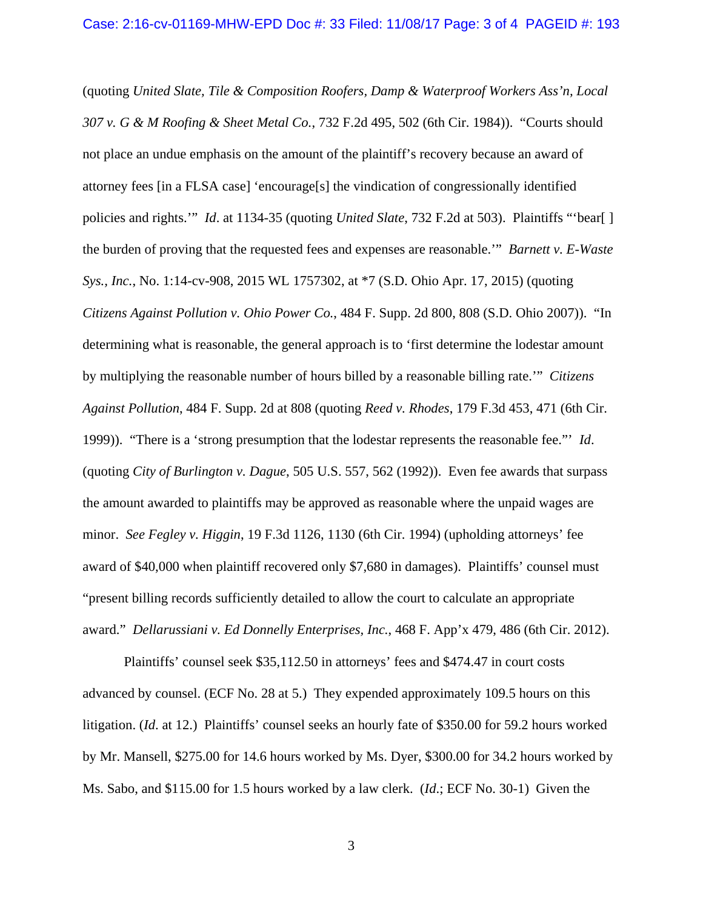(quoting *United Slate, Tile & Composition Roofers, Damp & Waterproof Workers Ass'n, Local 307 v. G & M Roofing & Sheet Metal Co.*, 732 F.2d 495, 502 (6th Cir. 1984)). "Courts should not place an undue emphasis on the amount of the plaintiff's recovery because an award of attorney fees [in a FLSA case] 'encourage[s] the vindication of congressionally identified policies and rights.'" *Id*. at 1134-35 (quoting *United Slate*, 732 F.2d at 503). Plaintiffs "'bear[ ] the burden of proving that the requested fees and expenses are reasonable.'" *Barnett v. E-Waste Sys., Inc.*, No. 1:14-cv-908, 2015 WL 1757302, at *7 (S.D. Ohio Apr. 17, 2015) (quoting *Citizens Against Pollution v. Ohio Power Co.*, 484 F. Supp. 2d 800, 808 (S.D. Ohio 2007)). "In determining what is reasonable, the general approach is to 'first determine the lodestar amount by multiplying the reasonable number of hours billed by a reasonable billing rate.'" *Citizens Against Pollution*, 484 F. Supp. 2d at 808 (quoting *Reed v. Rhodes*, 179 F.3d 453, 471 (6th Cir. 1999)). "There is a 'strong presumption that the lodestar represents the reasonable fee."' *Id*. (quoting *City of Burlington v. Dague*, 505 U.S. 557, 562 (1992)). Even fee awards that surpass the amount awarded to plaintiffs may be approved as reasonable where the unpaid wages are minor. *See Fegley v. Higgin*, 19 F.3d 1126, 1130 (6th Cir. 1994) (upholding attorneys' fee award of $40,000 when plaintiff recovered only $7,680 in damages). Plaintiffs' counsel must "present billing records sufficiently detailed to allow the court to calculate an appropriate award." *Dellarussiani v. Ed Donnelly Enterprises, Inc.*, 468 F. App'x 479, 486 (6th Cir. 2012).

Plaintiffs' counsel seek $35,112.50 in attorneys' fees and $474.47 in court costs advanced by counsel. (ECF No. 28 at 5.) They expended approximately 109.5 hours on this litigation. (*Id*. at 12.) Plaintiffs' counsel seeks an hourly fate of $350.00 for 59.2 hours worked by Mr. Mansell, $275.00 for 14.6 hours worked by Ms. Dyer, $300.00 for 34.2 hours worked by Ms. Sabo, and $115.00 for 1.5 hours worked by a law clerk. (*Id*.; ECF No. 30-1) Given the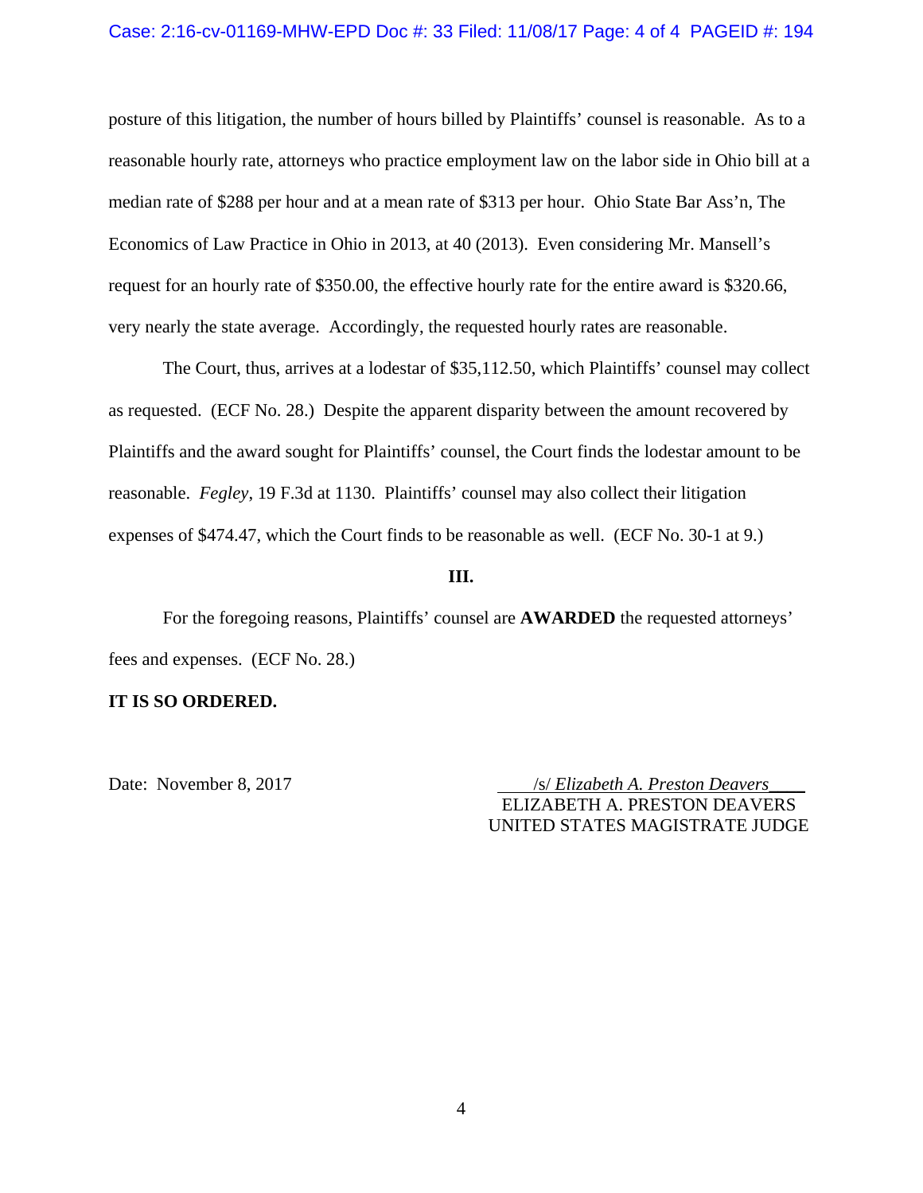posture of this litigation, the number of hours billed by Plaintiffs' counsel is reasonable. As to a reasonable hourly rate, attorneys who practice employment law on the labor side in Ohio bill at a median rate of $288 per hour and at a mean rate of $313 per hour. Ohio State Bar Ass'n, The Economics of Law Practice in Ohio in 2013, at 40 (2013). Even considering Mr. Mansell's request for an hourly rate of $350.00, the effective hourly rate for the entire award is $320.66, very nearly the state average. Accordingly, the requested hourly rates are reasonable.

The Court, thus, arrives at a lodestar of $35,112.50, which Plaintiffs' counsel may collect as requested. (ECF No. 28.) Despite the apparent disparity between the amount recovered by Plaintiffs and the award sought for Plaintiffs' counsel, the Court finds the lodestar amount to be reasonable. *Fegley*, 19 F.3d at 1130. Plaintiffs' counsel may also collect their litigation expenses of $474.47, which the Court finds to be reasonable as well. (ECF No. 30-1 at 9.)

## III.

For the foregoing reasons, Plaintiffs' counsel are **AWARDED** the requested attorneys' fees and expenses. (ECF No. 28.)

**IT IS SO ORDERED.**

Date: November 8, 2017

/s/ *Elizabeth A. Preston Deavers*
ELIZABETH A. PRESTON DEAVERS
UNITED STATES MAGISTRATE JUDGE